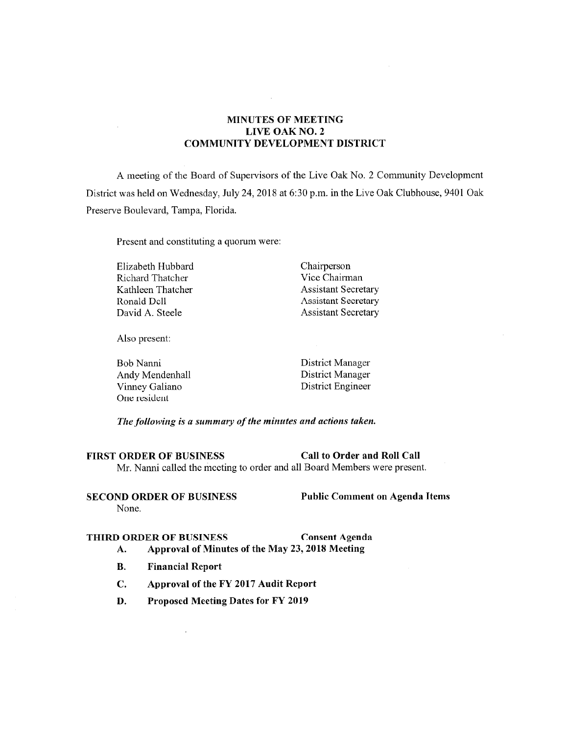# MINUTES OF MEETING
# LIVE OAK NO. 2
# COMMUNITY DEVELOPMENT DISTRICT

A meeting of the Board of Supervisors of the Live Oak No. 2 Community Development District was held on Wednesday, July 24, 2018 at 6:30 p.m. in the Live Oak Clubhouse, 9401 Oak Preserve Boulevard, Tampa, Florida.

Present and constituting a quorum were:

| | |
|---|---|
| Elizabeth Hubbard | Chairperson |
| Richard Thatcher | Vice Chairman |
| Kathleen Thatcher | Assistant Secretary |
| Ronald Dell | Assistant Secretary |
| David A. Steele | Assistant Secretary |

Also present:

| | |
|---|---|
| Bob Nanni | District Manager |
| Andy Mendenhall | District Manager |
| Vinney Galiano | District Engineer |
| One resident | |

*The following is a summary of the minutes and actions taken.*

**FIRST ORDER OF BUSINESS** **Call to Order and Roll Call**

Mr. Nanni called the meeting to order and all Board Members were present.

**SECOND ORDER OF BUSINESS** **Public Comment on Agenda Items**

None.

**THIRD ORDER OF BUSINESS** **Consent Agenda**

**A. Approval of Minutes of the May 23, 2018 Meeting**

**B. Financial Report**

**C. Approval of the FY 2017 Audit Report**

**D. Proposed Meeting Dates for FY 2019**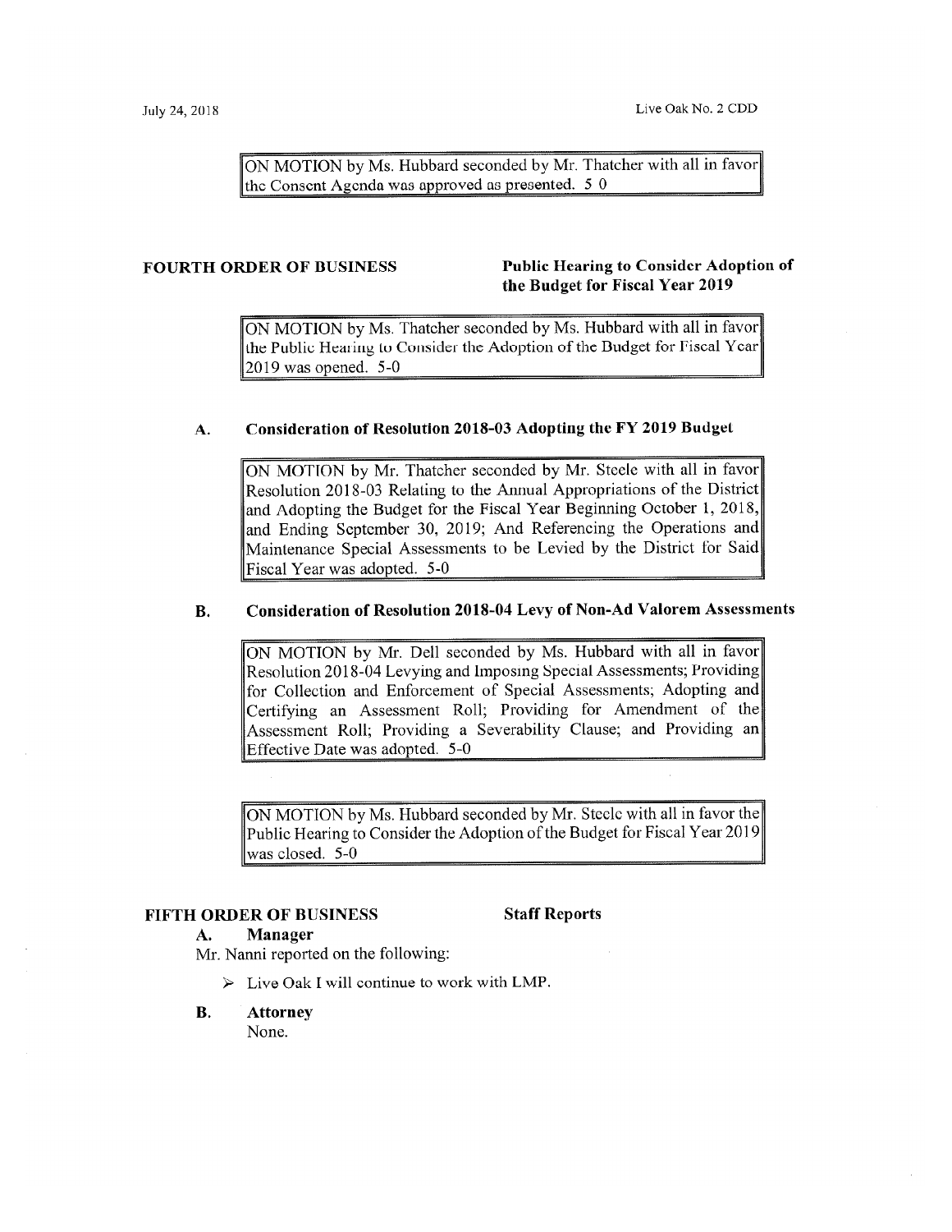ON MOTION by Ms. Hubbard seconded by Mr. Thatcher with all in favor the Consent Agenda was approved as presented. 5 0

**FOURTH ORDER OF BUSINESS** **Public Hearing to Consider Adoption of the Budget for Fiscal Year 2019**

ON MOTION by Ms. Thatcher seconded by Ms. Hubbard with all in favor the Public Hearing to Consider the Adoption of the Budget for Fiscal Year 2019 was opened. 5-0

**A. Consideration of Resolution 2018-03 Adopting the FY 2019 Budget**

ON MOTION by Mr. Thatcher seconded by Mr. Steele with all in favor Resolution 2018-03 Relating to the Annual Appropriations of the District and Adopting the Budget for the Fiscal Year Beginning October 1, 2018, and Ending September 30, 2019; And Referencing the Operations and Maintenance Special Assessments to be Levied by the District for Said Fiscal Year was adopted. 5-0

**B. Consideration of Resolution 2018-04 Levy of Non-Ad Valorem Assessments**

ON MOTION by Mr. Dell seconded by Ms. Hubbard with all in favor Resolution 2018-04 Levying and Imposing Special Assessments; Providing for Collection and Enforcement of Special Assessments; Adopting and Certifying an Assessment Roll; Providing for Amendment of the Assessment Roll; Providing a Severability Clause; and Providing an Effective Date was adopted. 5-0

ON MOTION by Ms. Hubbard seconded by Mr. Steele with all in favor the Public Hearing to Consider the Adoption of the Budget for Fiscal Year 2019 was closed. 5-0

**FIFTH ORDER OF BUSINESS** **Staff Reports**

**A. Manager**

Mr. Nanni reported on the following:

- Live Oak I will continue to work with LMP.

**B. Attorney**

None.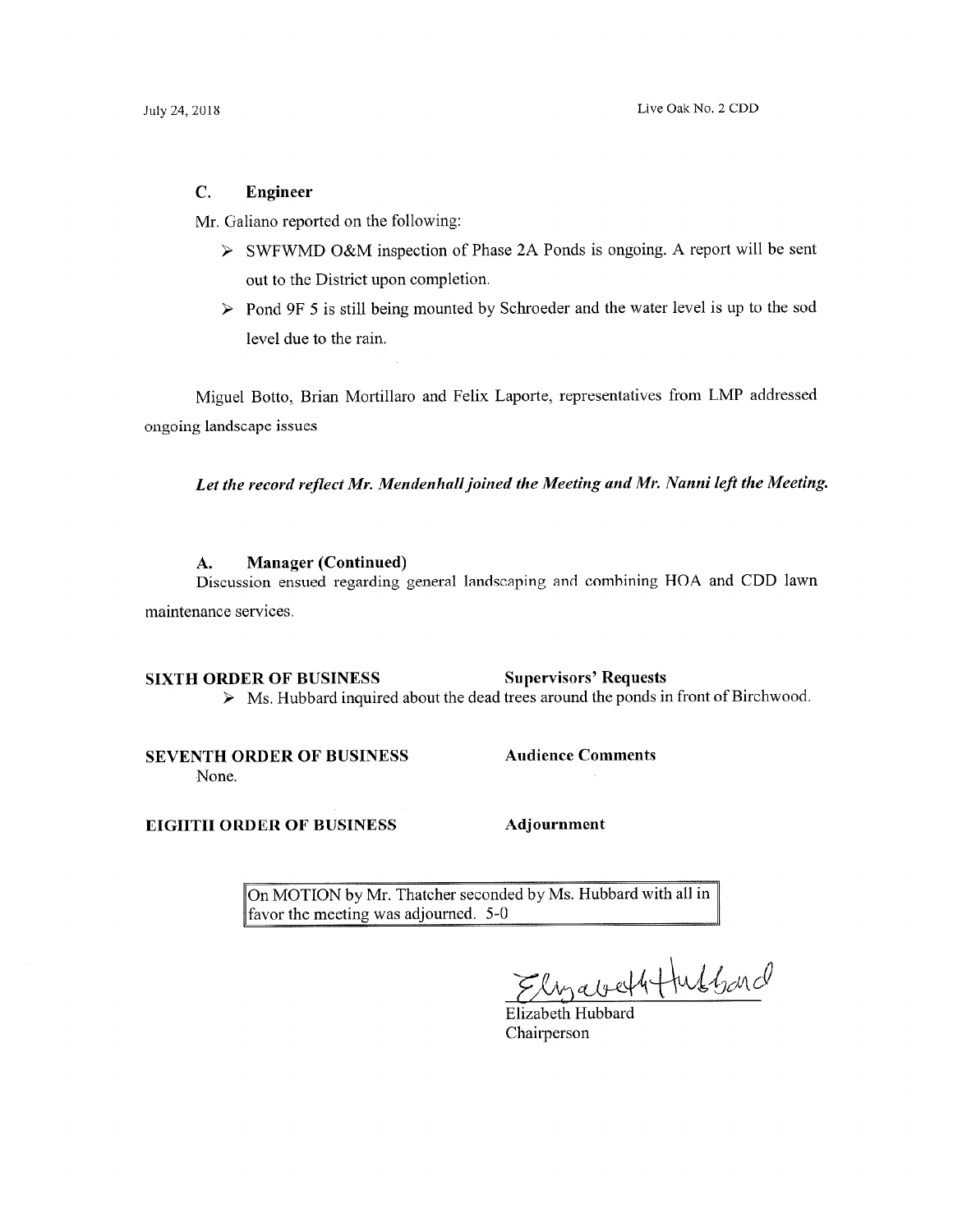### C. Engineer

Mr. Galiano reported on the following:

- SWFWMD O&M inspection of Phase 2A Ponds is ongoing. A report will be sent out to the District upon completion.
- Pond 9F 5 is still being mounted by Schroeder and the water level is up to the sod level due to the rain.

Miguel Botto, Brian Mortillaro and Felix Laporte, representatives from LMP addressed ongoing landscape issues

***Let the record reflect Mr. Mendenhall joined the Meeting and Mr. Nanni left the Meeting.***

### A. Manager (Continued)

Discussion ensued regarding general landscaping and combining HOA and CDD lawn maintenance services.

**SIXTH ORDER OF BUSINESS** **Supervisors' Requests**

- Ms. Hubbard inquired about the dead trees around the ponds in front of Birchwood.

**SEVENTH ORDER OF BUSINESS** **Audience Comments**

None.

**EIGHTH ORDER OF BUSINESS** **Adjournment**

> On MOTION by Mr. Thatcher seconded by Ms. Hubbard with all in favor the meeting was adjourned. 5-0

Elizabeth Hubbard
Chairperson